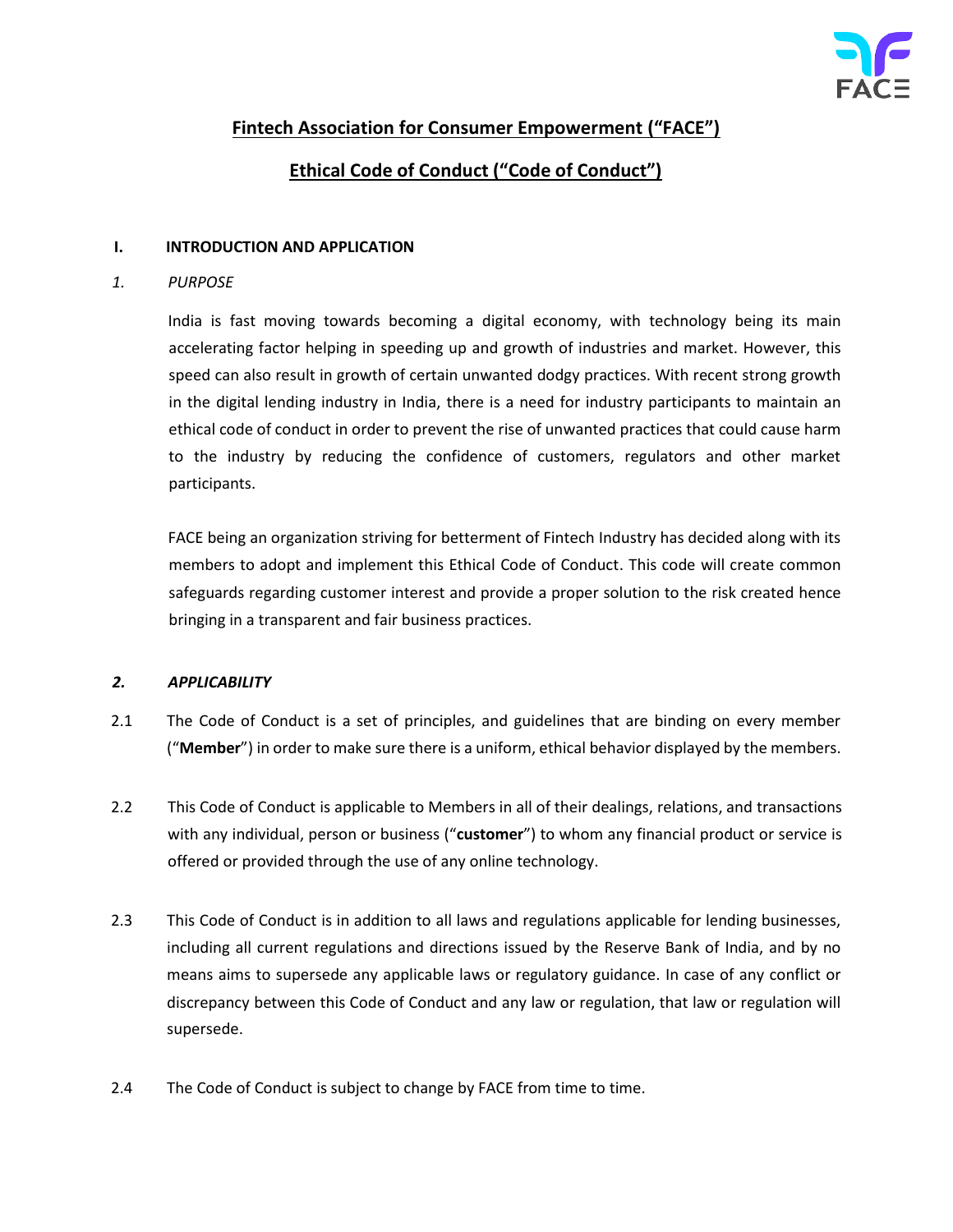# Fintech Association for Consumer Empowerment ("FACE")

## Ethical Code of Conduct ("Code of Conduct")

### I. INTRODUCTION AND APPLICATION

#### 1. *PURPOSE*

India is fast moving towards becoming a digital economy, with technology being its main accelerating factor helping in speeding up and growth of industries and market. However, this speed can also result in growth of certain unwanted dodgy practices. With recent strong growth in the digital lending industry in India, there is a need for industry participants to maintain an ethical code of conduct in order to prevent the rise of unwanted practices that could cause harm to the industry by reducing the confidence of customers, regulators and other market participants.

FACE being an organization striving for betterment of Fintech Industry has decided along with its members to adopt and implement this Ethical Code of Conduct. This code will create common safeguards regarding customer interest and provide a proper solution to the risk created hence bringing in a transparent and fair business practices.

#### 2. *APPLICABILITY*

2.1 The Code of Conduct is a set of principles, and guidelines that are binding on every member ("**Member**") in order to make sure there is a uniform, ethical behavior displayed by the members.

2.2 This Code of Conduct is applicable to Members in all of their dealings, relations, and transactions with any individual, person or business ("**customer**") to whom any financial product or service is offered or provided through the use of any online technology.

2.3 This Code of Conduct is in addition to all laws and regulations applicable for lending businesses, including all current regulations and directions issued by the Reserve Bank of India, and by no means aims to supersede any applicable laws or regulatory guidance. In case of any conflict or discrepancy between this Code of Conduct and any law or regulation, that law or regulation will supersede.

2.4 The Code of Conduct is subject to change by FACE from time to time.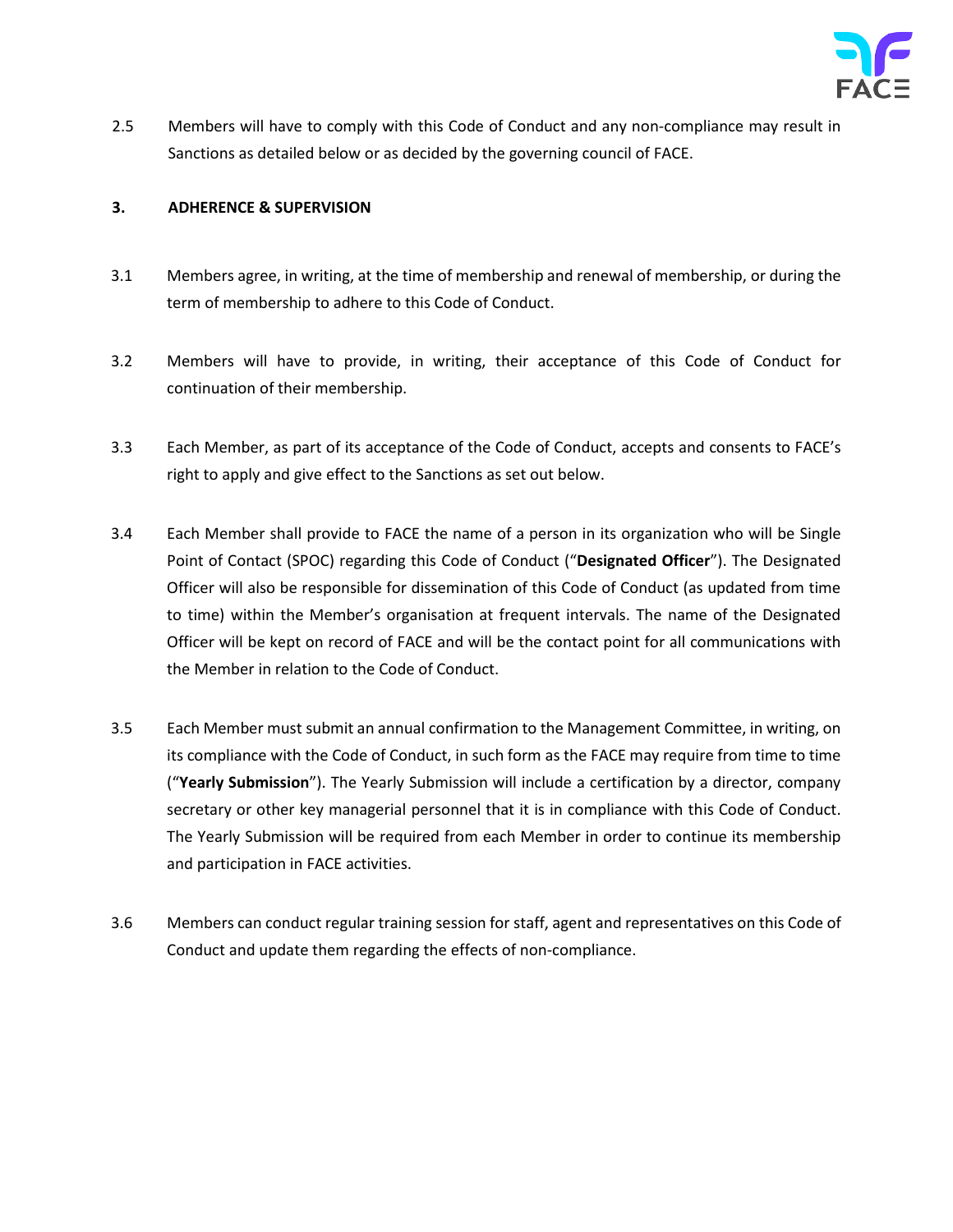2.5 Members will have to comply with this Code of Conduct and any non-compliance may result in Sanctions as detailed below or as decided by the governing council of FACE.

## 3. ADHERENCE & SUPERVISION

3.1 Members agree, in writing, at the time of membership and renewal of membership, or during the term of membership to adhere to this Code of Conduct.

3.2 Members will have to provide, in writing, their acceptance of this Code of Conduct for continuation of their membership.

3.3 Each Member, as part of its acceptance of the Code of Conduct, accepts and consents to FACE's right to apply and give effect to the Sanctions as set out below.

3.4 Each Member shall provide to FACE the name of a person in its organization who will be Single Point of Contact (SPOC) regarding this Code of Conduct ("**Designated Officer**"). The Designated Officer will also be responsible for dissemination of this Code of Conduct (as updated from time to time) within the Member's organisation at frequent intervals. The name of the Designated Officer will be kept on record of FACE and will be the contact point for all communications with the Member in relation to the Code of Conduct.

3.5 Each Member must submit an annual confirmation to the Management Committee, in writing, on its compliance with the Code of Conduct, in such form as the FACE may require from time to time ("**Yearly Submission**"). The Yearly Submission will include a certification by a director, company secretary or other key managerial personnel that it is in compliance with this Code of Conduct. The Yearly Submission will be required from each Member in order to continue its membership and participation in FACE activities.

3.6 Members can conduct regular training session for staff, agent and representatives on this Code of Conduct and update them regarding the effects of non-compliance.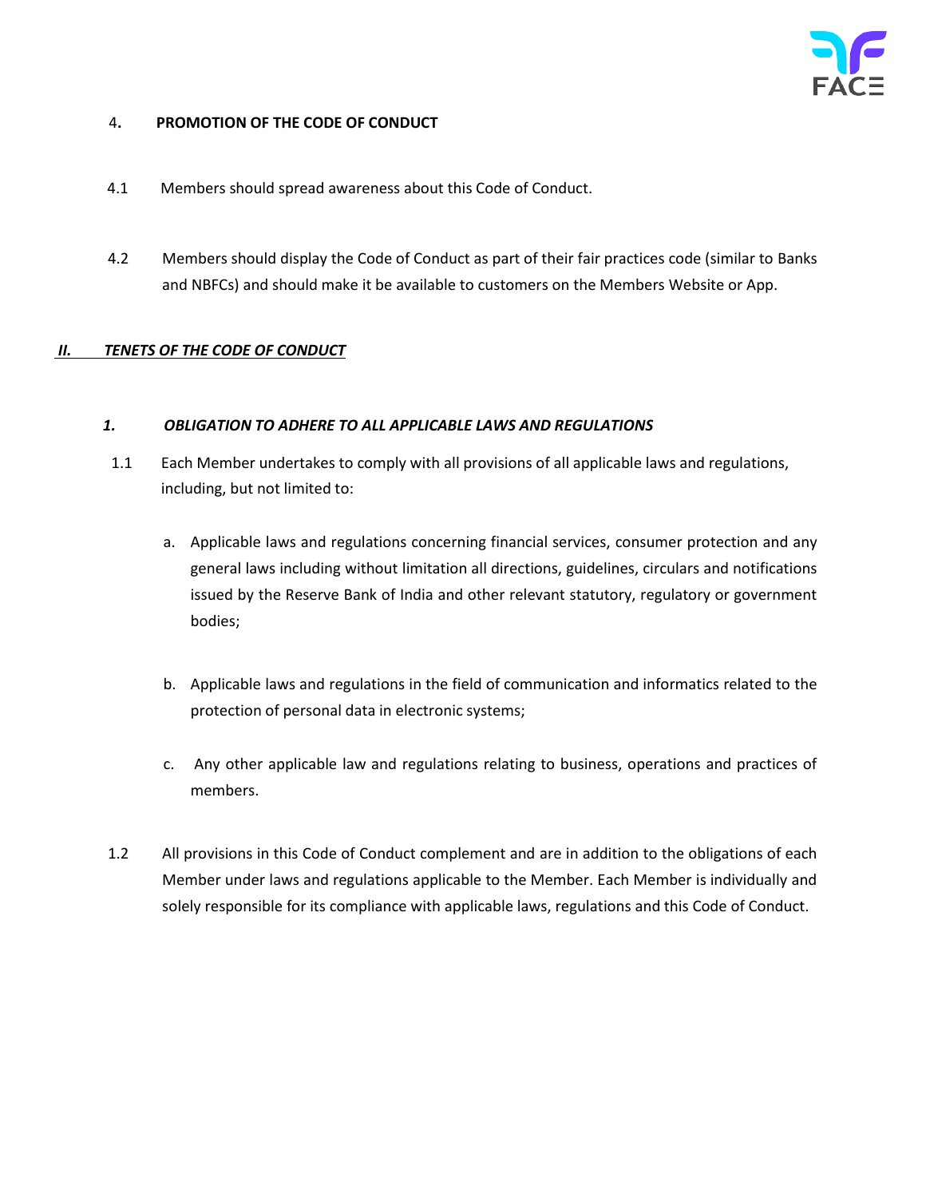4. **PROMOTION OF THE CODE OF CONDUCT**

4.1 Members should spread awareness about this Code of Conduct.

4.2 Members should display the Code of Conduct as part of their fair practices code (similar to Banks and NBFCs) and should make it be available to customers on the Members Website or App.

## *II. TENETS OF THE CODE OF CONDUCT*

### *1. OBLIGATION TO ADHERE TO ALL APPLICABLE LAWS AND REGULATIONS*

1.1 Each Member undertakes to comply with all provisions of all applicable laws and regulations, including, but not limited to:

a. Applicable laws and regulations concerning financial services, consumer protection and any general laws including without limitation all directions, guidelines, circulars and notifications issued by the Reserve Bank of India and other relevant statutory, regulatory or government bodies;

b. Applicable laws and regulations in the field of communication and informatics related to the protection of personal data in electronic systems;

c. Any other applicable law and regulations relating to business, operations and practices of members.

1.2 All provisions in this Code of Conduct complement and are in addition to the obligations of each Member under laws and regulations applicable to the Member. Each Member is individually and solely responsible for its compliance with applicable laws, regulations and this Code of Conduct.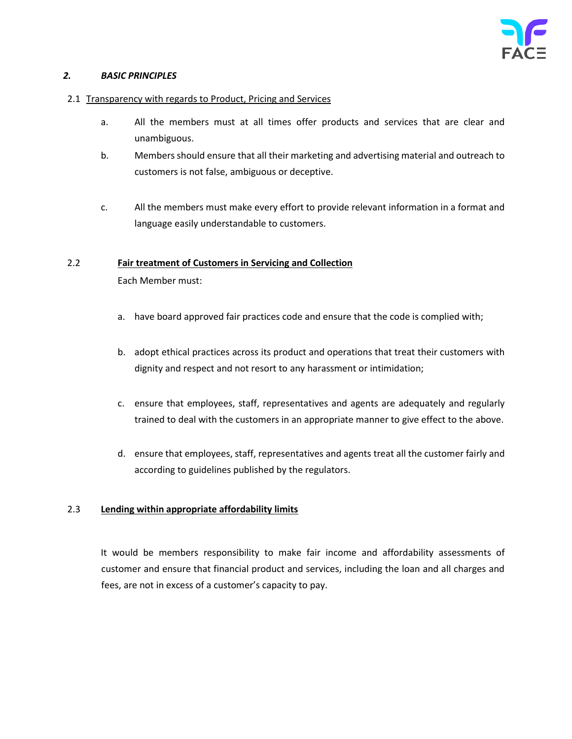## *2. BASIC PRINCIPLES*

### 2.1 Transparency with regards to Product, Pricing and Services

a. All the members must at all times offer products and services that are clear and unambiguous.

b. Members should ensure that all their marketing and advertising material and outreach to customers is not false, ambiguous or deceptive.

c. All the members must make every effort to provide relevant information in a format and language easily understandable to customers.

### 2.2 **Fair treatment of Customers in Servicing and Collection**

Each Member must:

a. have board approved fair practices code and ensure that the code is complied with;

b. adopt ethical practices across its product and operations that treat their customers with dignity and respect and not resort to any harassment or intimidation;

c. ensure that employees, staff, representatives and agents are adequately and regularly trained to deal with the customers in an appropriate manner to give effect to the above.

d. ensure that employees, staff, representatives and agents treat all the customer fairly and according to guidelines published by the regulators.

### 2.3 **Lending within appropriate affordability limits**

It would be members responsibility to make fair income and affordability assessments of customer and ensure that financial product and services, including the loan and all charges and fees, are not in excess of a customer's capacity to pay.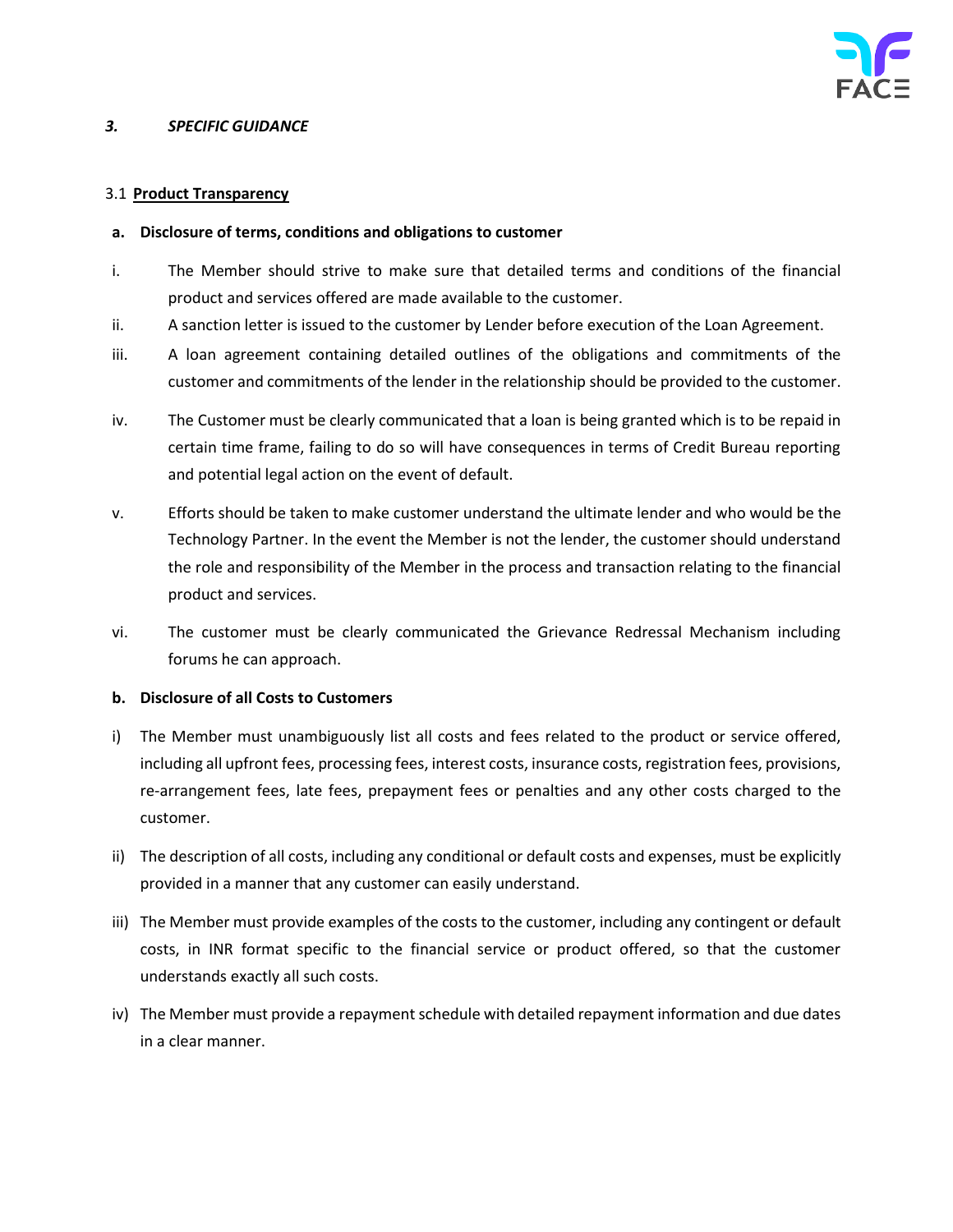### *3. SPECIFIC GUIDANCE*

3.1 **<u>Product Transparency</u>**

**a. Disclosure of terms, conditions and obligations to customer**

i. The Member should strive to make sure that detailed terms and conditions of the financial product and services offered are made available to the customer.

ii. A sanction letter is issued to the customer by Lender before execution of the Loan Agreement.

iii. A loan agreement containing detailed outlines of the obligations and commitments of the customer and commitments of the lender in the relationship should be provided to the customer.

iv. The Customer must be clearly communicated that a loan is being granted which is to be repaid in certain time frame, failing to do so will have consequences in terms of Credit Bureau reporting and potential legal action on the event of default.

v. Efforts should be taken to make customer understand the ultimate lender and who would be the Technology Partner. In the event the Member is not the lender, the customer should understand the role and responsibility of the Member in the process and transaction relating to the financial product and services.

vi. The customer must be clearly communicated the Grievance Redressal Mechanism including forums he can approach.

**b. Disclosure of all Costs to Customers**

i) The Member must unambiguously list all costs and fees related to the product or service offered, including all upfront fees, processing fees, interest costs, insurance costs, registration fees, provisions, re-arrangement fees, late fees, prepayment fees or penalties and any other costs charged to the customer.

ii) The description of all costs, including any conditional or default costs and expenses, must be explicitly provided in a manner that any customer can easily understand.

iii) The Member must provide examples of the costs to the customer, including any contingent or default costs, in INR format specific to the financial service or product offered, so that the customer understands exactly all such costs.

iv) The Member must provide a repayment schedule with detailed repayment information and due dates in a clear manner.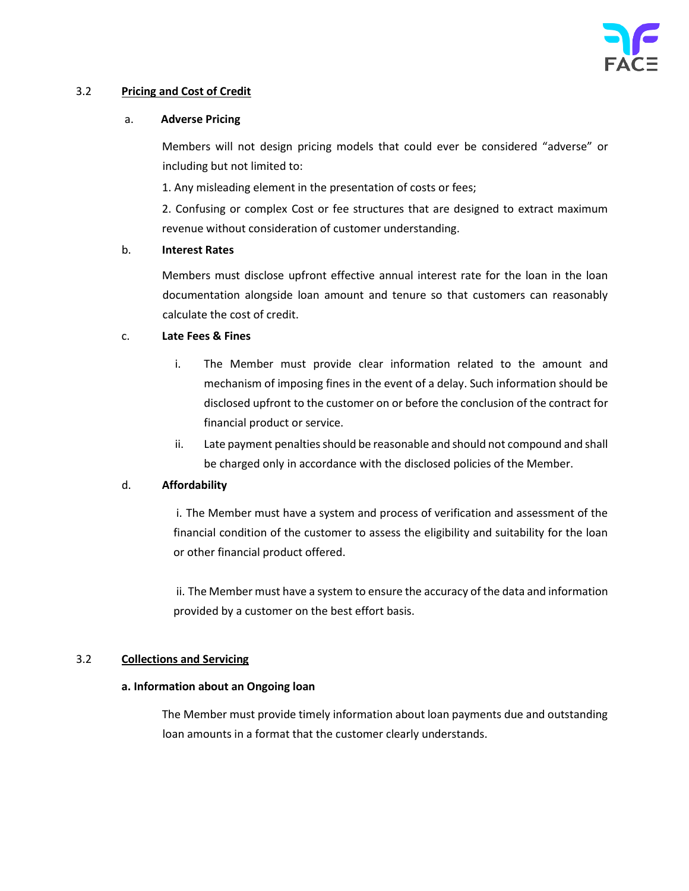## 3.2 Pricing and Cost of Credit

**a. Adverse Pricing**

Members will not design pricing models that could ever be considered "adverse" or including but not limited to:

1. Any misleading element in the presentation of costs or fees;

2. Confusing or complex Cost or fee structures that are designed to extract maximum revenue without consideration of customer understanding.

**b. Interest Rates**

Members must disclose upfront effective annual interest rate for the loan in the loan documentation alongside loan amount and tenure so that customers can reasonably calculate the cost of credit.

**c. Late Fees & Fines**

i. The Member must provide clear information related to the amount and mechanism of imposing fines in the event of a delay. Such information should be disclosed upfront to the customer on or before the conclusion of the contract for financial product or service.

ii. Late payment penalties should be reasonable and should not compound and shall be charged only in accordance with the disclosed policies of the Member.

**d. Affordability**

i. The Member must have a system and process of verification and assessment of the financial condition of the customer to assess the eligibility and suitability for the loan or other financial product offered.

ii. The Member must have a system to ensure the accuracy of the data and information provided by a customer on the best effort basis.

## 3.2 Collections and Servicing

**a. Information about an Ongoing loan**

The Member must provide timely information about loan payments due and outstanding loan amounts in a format that the customer clearly understands.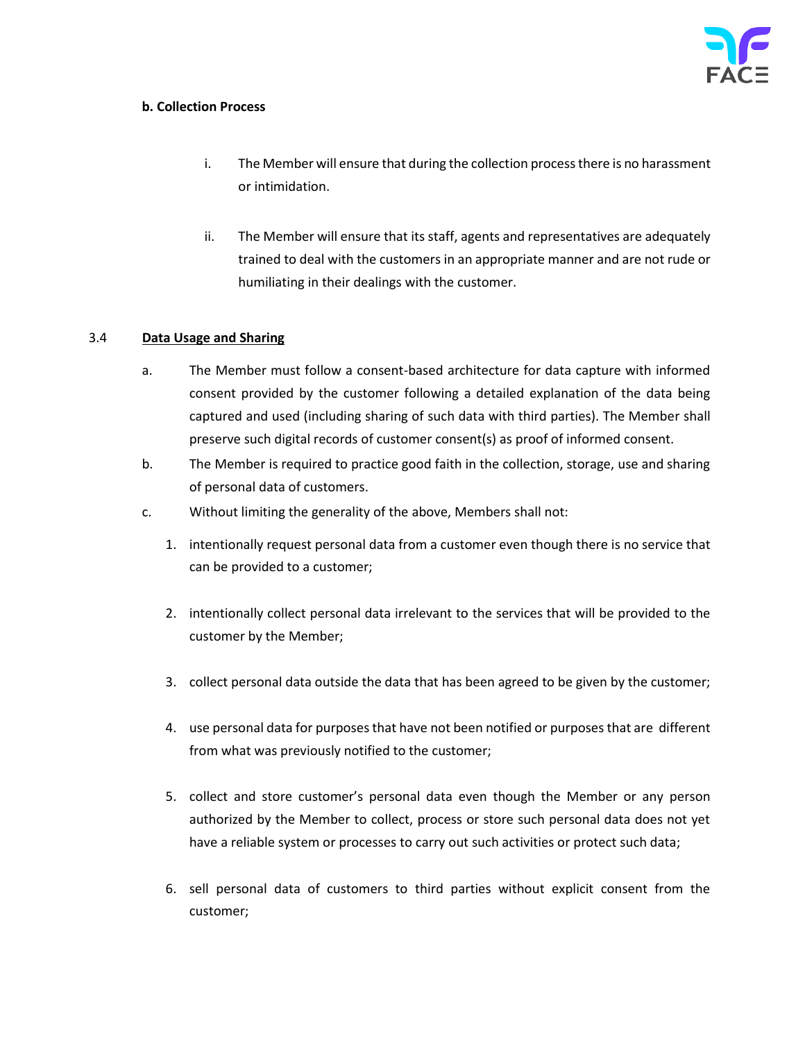**b. Collection Process**

i. The Member will ensure that during the collection process there is no harassment or intimidation.

ii. The Member will ensure that its staff, agents and representatives are adequately trained to deal with the customers in an appropriate manner and are not rude or humiliating in their dealings with the customer.

3.4 **<u>Data Usage and Sharing</u>**

a. The Member must follow a consent-based architecture for data capture with informed consent provided by the customer following a detailed explanation of the data being captured and used (including sharing of such data with third parties). The Member shall preserve such digital records of customer consent(s) as proof of informed consent.

b. The Member is required to practice good faith in the collection, storage, use and sharing of personal data of customers.

c. Without limiting the generality of the above, Members shall not:

1. intentionally request personal data from a customer even though there is no service that can be provided to a customer;

2. intentionally collect personal data irrelevant to the services that will be provided to the customer by the Member;

3. collect personal data outside the data that has been agreed to be given by the customer;

4. use personal data for purposes that have not been notified or purposes that are different from what was previously notified to the customer;

5. collect and store customer's personal data even though the Member or any person authorized by the Member to collect, process or store such personal data does not yet have a reliable system or processes to carry out such activities or protect such data;

6. sell personal data of customers to third parties without explicit consent from the customer;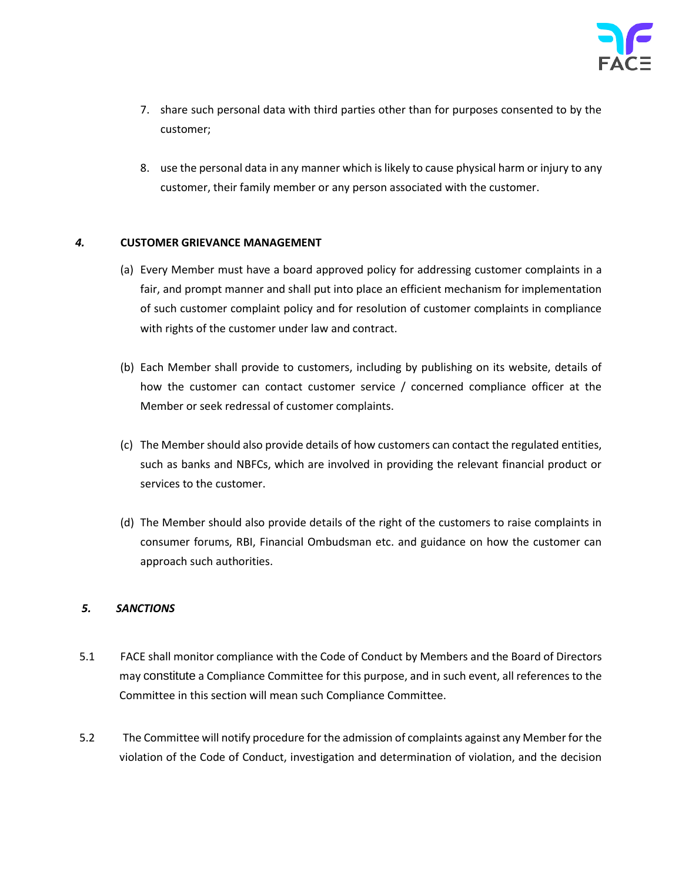7. share such personal data with third parties other than for purposes consented to by the customer;

8. use the personal data in any manner which is likely to cause physical harm or injury to any customer, their family member or any person associated with the customer.

### *4.* CUSTOMER GRIEVANCE MANAGEMENT

(a) Every Member must have a board approved policy for addressing customer complaints in a fair, and prompt manner and shall put into place an efficient mechanism for implementation of such customer complaint policy and for resolution of customer complaints in compliance with rights of the customer under law and contract.

(b) Each Member shall provide to customers, including by publishing on its website, details of how the customer can contact customer service / concerned compliance officer at the Member or seek redressal of customer complaints.

(c) The Member should also provide details of how customers can contact the regulated entities, such as banks and NBFCs, which are involved in providing the relevant financial product or services to the customer.

(d) The Member should also provide details of the right of the customers to raise complaints in consumer forums, RBI, Financial Ombudsman etc. and guidance on how the customer can approach such authorities.

### *5. SANCTIONS*

5.1 FACE shall monitor compliance with the Code of Conduct by Members and the Board of Directors may constitute a Compliance Committee for this purpose, and in such event, all references to the Committee in this section will mean such Compliance Committee.

5.2 The Committee will notify procedure for the admission of complaints against any Member for the violation of the Code of Conduct, investigation and determination of violation, and the decision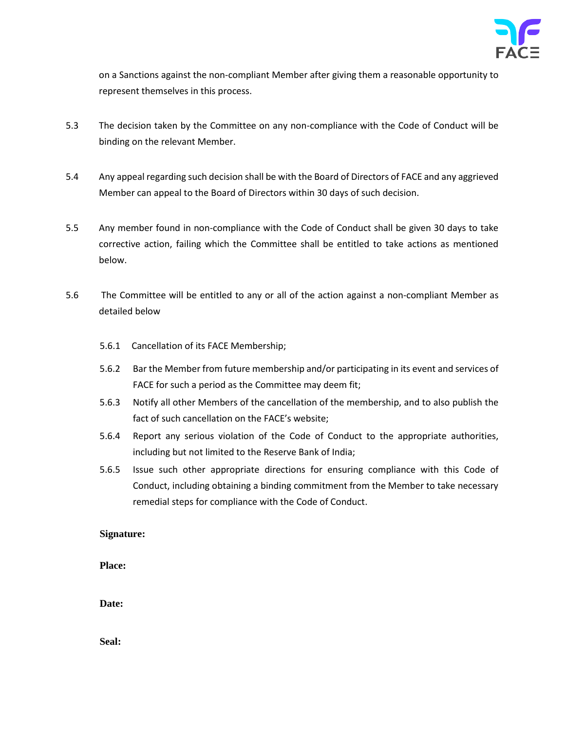on a Sanctions against the non-compliant Member after giving them a reasonable opportunity to represent themselves in this process.

5.3 The decision taken by the Committee on any non-compliance with the Code of Conduct will be binding on the relevant Member.

5.4 Any appeal regarding such decision shall be with the Board of Directors of FACE and any aggrieved Member can appeal to the Board of Directors within 30 days of such decision.

5.5 Any member found in non-compliance with the Code of Conduct shall be given 30 days to take corrective action, failing which the Committee shall be entitled to take actions as mentioned below.

5.6 The Committee will be entitled to any or all of the action against a non-compliant Member as detailed below

5.6.1 Cancellation of its FACE Membership;

5.6.2 Bar the Member from future membership and/or participating in its event and services of FACE for such a period as the Committee may deem fit;

5.6.3 Notify all other Members of the cancellation of the membership, and to also publish the fact of such cancellation on the FACE's website;

5.6.4 Report any serious violation of the Code of Conduct to the appropriate authorities, including but not limited to the Reserve Bank of India;

5.6.5 Issue such other appropriate directions for ensuring compliance with this Code of Conduct, including obtaining a binding commitment from the Member to take necessary remedial steps for compliance with the Code of Conduct.

**Signature:**

**Place:**

**Date:**

**Seal:**